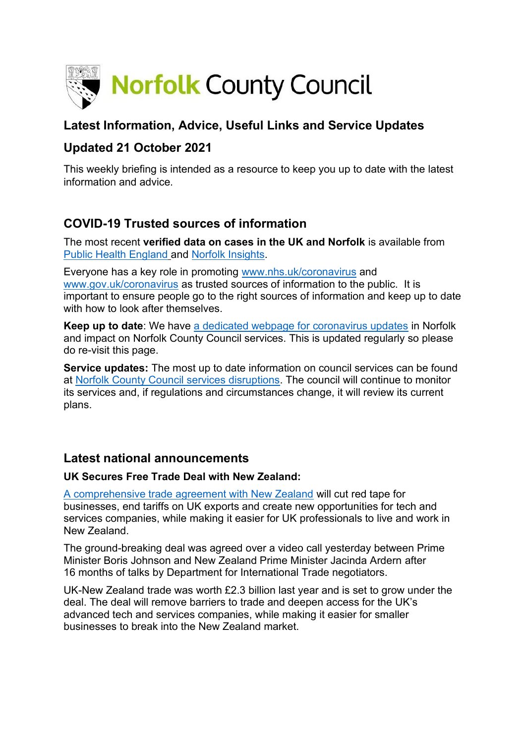# Norfolk County Council

## Latest Information, Advice, Useful Links and Service Updates

## Updated 21 October 2021

This weekly briefing is intended as a resource to keep you up to date with the latest information and advice.

## COVID-19 Trusted sources of information

The most recent **verified data on cases in the UK and Norfolk** is available from Public Health England and Norfolk Insights.

Everyone has a key role in promoting www.nhs.uk/coronavirus and www.gov.uk/coronavirus as trusted sources of information to the public. It is important to ensure people go to the right sources of information and keep up to date with how to look after themselves.

**Keep up to date**: We have a dedicated webpage for coronavirus updates in Norfolk and impact on Norfolk County Council services. This is updated regularly so please do re-visit this page.

**Service updates:** The most up to date information on council services can be found at Norfolk County Council services disruptions. The council will continue to monitor its services and, if regulations and circumstances change, it will review its current plans.

## Latest national announcements

### UK Secures Free Trade Deal with New Zealand:

A comprehensive trade agreement with New Zealand will cut red tape for businesses, end tariffs on UK exports and create new opportunities for tech and services companies, while making it easier for UK professionals to live and work in New Zealand.

The ground-breaking deal was agreed over a video call yesterday between Prime Minister Boris Johnson and New Zealand Prime Minister Jacinda Ardern after 16 months of talks by Department for International Trade negotiators.

UK-New Zealand trade was worth £2.3 billion last year and is set to grow under the deal. The deal will remove barriers to trade and deepen access for the UK's advanced tech and services companies, while making it easier for smaller businesses to break into the New Zealand market.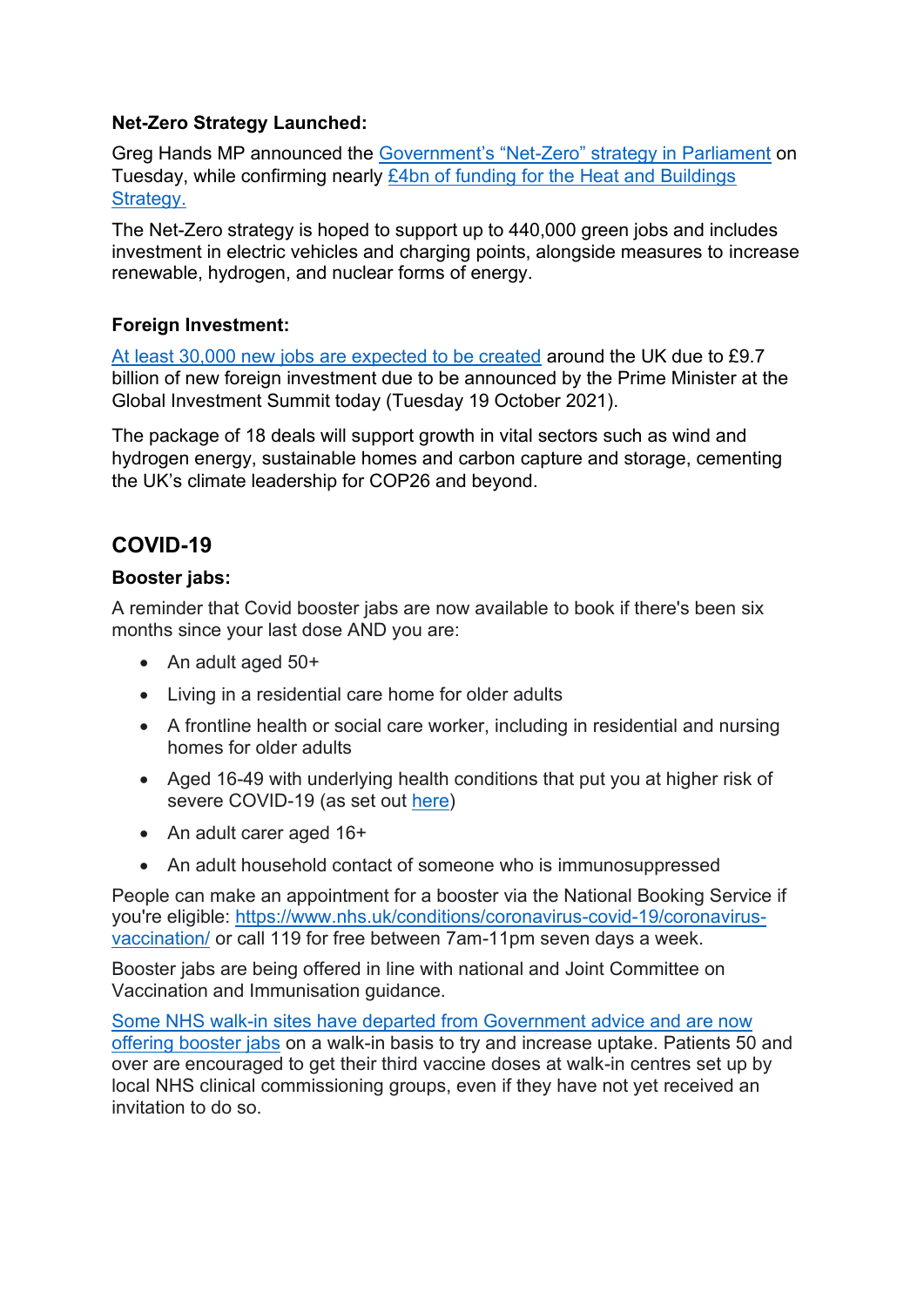**Net-Zero Strategy Launched:**

Greg Hands MP announced the Government's "Net-Zero" strategy in Parliament on Tuesday, while confirming nearly £4bn of funding for the Heat and Buildings Strategy.

The Net-Zero strategy is hoped to support up to 440,000 green jobs and includes investment in electric vehicles and charging points, alongside measures to increase renewable, hydrogen, and nuclear forms of energy.

**Foreign Investment:**

At least 30,000 new jobs are expected to be created around the UK due to £9.7 billion of new foreign investment due to be announced by the Prime Minister at the Global Investment Summit today (Tuesday 19 October 2021).

The package of 18 deals will support growth in vital sectors such as wind and hydrogen energy, sustainable homes and carbon capture and storage, cementing the UK's climate leadership for COP26 and beyond.

## COVID-19

**Booster jabs:**

A reminder that Covid booster jabs are now available to book if there's been six months since your last dose AND you are:

- An adult aged 50+
- Living in a residential care home for older adults
- A frontline health or social care worker, including in residential and nursing homes for older adults
- Aged 16-49 with underlying health conditions that put you at higher risk of severe COVID-19 (as set out here)
- An adult carer aged 16+
- An adult household contact of someone who is immunosuppressed

People can make an appointment for a booster via the National Booking Service if you're eligible: https://www.nhs.uk/conditions/coronavirus-covid-19/coronavirus-vaccination/ or call 119 for free between 7am-11pm seven days a week.

Booster jabs are being offered in line with national and Joint Committee on Vaccination and Immunisation guidance.

Some NHS walk-in sites have departed from Government advice and are now offering booster jabs on a walk-in basis to try and increase uptake. Patients 50 and over are encouraged to get their third vaccine doses at walk-in centres set up by local NHS clinical commissioning groups, even if they have not yet received an invitation to do so.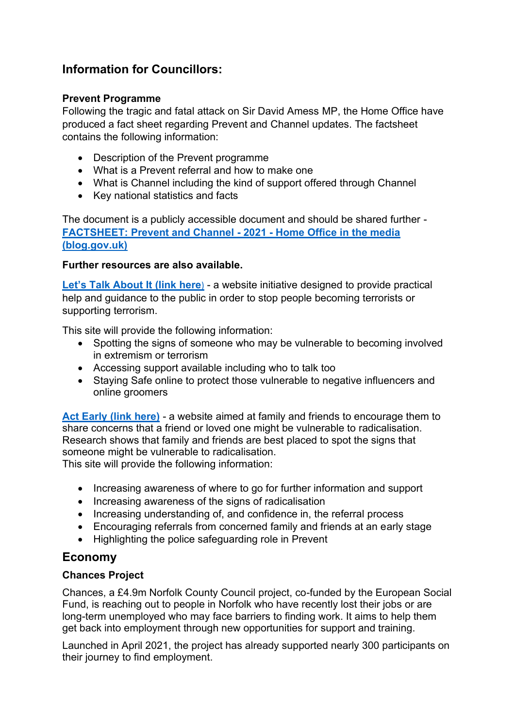## Information for Councillors:

**Prevent Programme**

Following the tragic and fatal attack on Sir David Amess MP, the Home Office have produced a fact sheet regarding Prevent and Channel updates. The factsheet contains the following information:

- Description of the Prevent programme
- What is a Prevent referral and how to make one
- What is Channel including the kind of support offered through Channel
- Key national statistics and facts

The document is a publicly accessible document and should be shared further - **FACTSHEET: Prevent and Channel - 2021 - Home Office in the media (blog.gov.uk)**

**Further resources are also available.**

**Let's Talk About It (link here)** - a website initiative designed to provide practical help and guidance to the public in order to stop people becoming terrorists or supporting terrorism.

This site will provide the following information:

- Spotting the signs of someone who may be vulnerable to becoming involved in extremism or terrorism
- Accessing support available including who to talk too
- Staying Safe online to protect those vulnerable to negative influencers and online groomers

**Act Early (link here)** - a website aimed at family and friends to encourage them to share concerns that a friend or loved one might be vulnerable to radicalisation. Research shows that family and friends are best placed to spot the signs that someone might be vulnerable to radicalisation.
This site will provide the following information:

- Increasing awareness of where to go for further information and support
- Increasing awareness of the signs of radicalisation
- Increasing understanding of, and confidence in, the referral process
- Encouraging referrals from concerned family and friends at an early stage
- Highlighting the police safeguarding role in Prevent

## Economy

**Chances Project**

Chances, a £4.9m Norfolk County Council project, co-funded by the European Social Fund, is reaching out to people in Norfolk who have recently lost their jobs or are long-term unemployed who may face barriers to finding work. It aims to help them get back into employment through new opportunities for support and training.

Launched in April 2021, the project has already supported nearly 300 participants on their journey to find employment.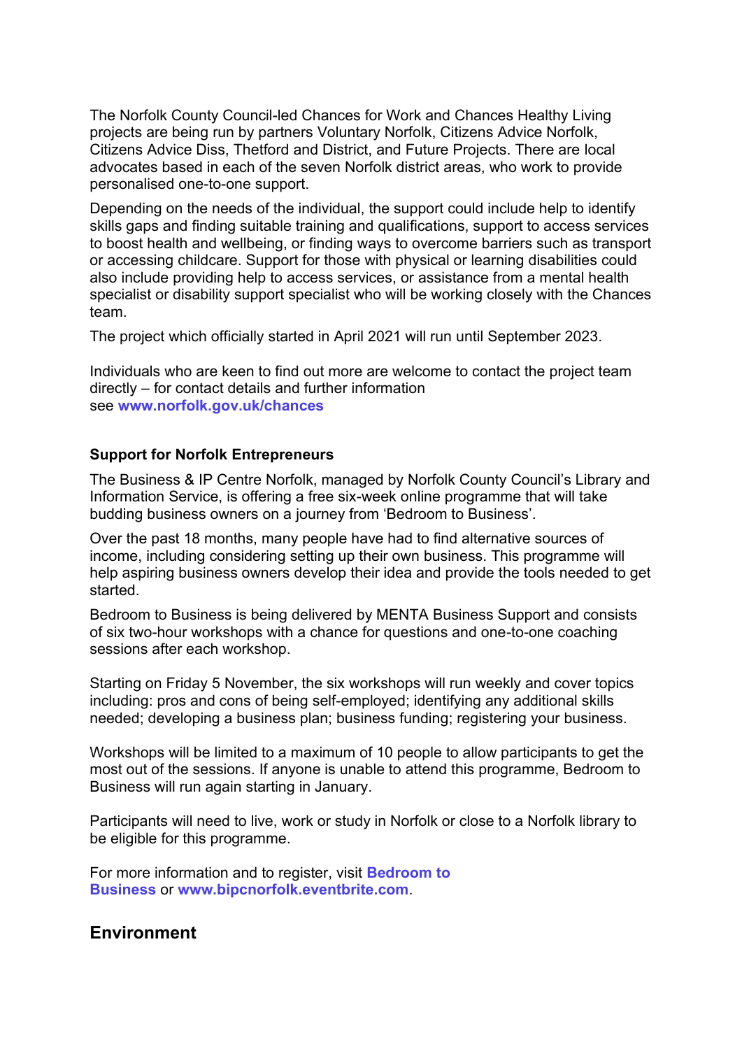The Norfolk County Council-led Chances for Work and Chances Healthy Living projects are being run by partners Voluntary Norfolk, Citizens Advice Norfolk, Citizens Advice Diss, Thetford and District, and Future Projects. There are local advocates based in each of the seven Norfolk district areas, who work to provide personalised one-to-one support.

Depending on the needs of the individual, the support could include help to identify skills gaps and finding suitable training and qualifications, support to access services to boost health and wellbeing, or finding ways to overcome barriers such as transport or accessing childcare. Support for those with physical or learning disabilities could also include providing help to access services, or assistance from a mental health specialist or disability support specialist who will be working closely with the Chances team.

The project which officially started in April 2021 will run until September 2023.

Individuals who are keen to find out more are welcome to contact the project team directly – for contact details and further information see **www.norfolk.gov.uk/chances**

**Support for Norfolk Entrepreneurs**

The Business & IP Centre Norfolk, managed by Norfolk County Council's Library and Information Service, is offering a free six-week online programme that will take budding business owners on a journey from 'Bedroom to Business'.

Over the past 18 months, many people have had to find alternative sources of income, including considering setting up their own business. This programme will help aspiring business owners develop their idea and provide the tools needed to get started.

Bedroom to Business is being delivered by MENTA Business Support and consists of six two-hour workshops with a chance for questions and one-to-one coaching sessions after each workshop.

Starting on Friday 5 November, the six workshops will run weekly and cover topics including: pros and cons of being self-employed; identifying any additional skills needed; developing a business plan; business funding; registering your business.

Workshops will be limited to a maximum of 10 people to allow participants to get the most out of the sessions. If anyone is unable to attend this programme, Bedroom to Business will run again starting in January.

Participants will need to live, work or study in Norfolk or close to a Norfolk library to be eligible for this programme.

For more information and to register, visit **Bedroom to Business** or **www.bipcnorfolk.eventbrite.com**.

## Environment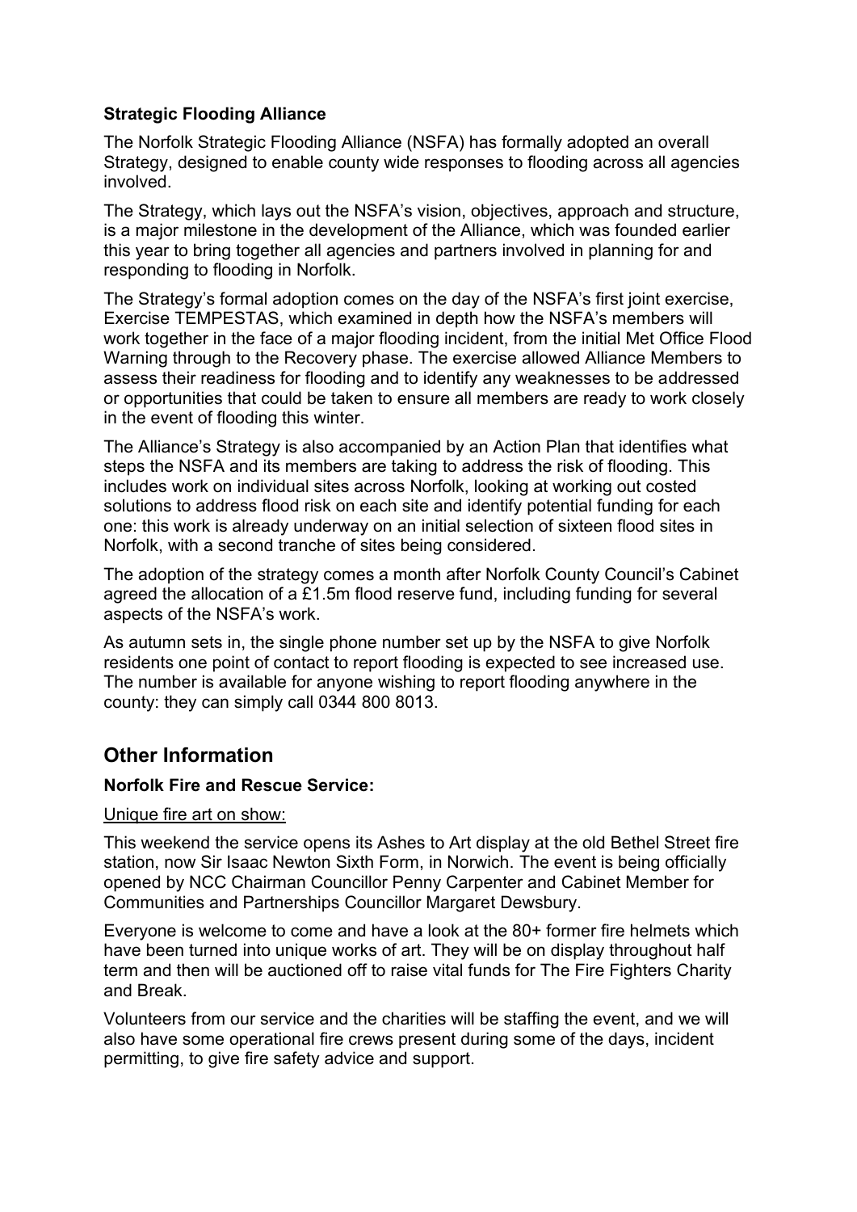**Strategic Flooding Alliance**

The Norfolk Strategic Flooding Alliance (NSFA) has formally adopted an overall Strategy, designed to enable county wide responses to flooding across all agencies involved.

The Strategy, which lays out the NSFA's vision, objectives, approach and structure, is a major milestone in the development of the Alliance, which was founded earlier this year to bring together all agencies and partners involved in planning for and responding to flooding in Norfolk.

The Strategy's formal adoption comes on the day of the NSFA's first joint exercise, Exercise TEMPESTAS, which examined in depth how the NSFA's members will work together in the face of a major flooding incident, from the initial Met Office Flood Warning through to the Recovery phase. The exercise allowed Alliance Members to assess their readiness for flooding and to identify any weaknesses to be addressed or opportunities that could be taken to ensure all members are ready to work closely in the event of flooding this winter.

The Alliance's Strategy is also accompanied by an Action Plan that identifies what steps the NSFA and its members are taking to address the risk of flooding. This includes work on individual sites across Norfolk, looking at working out costed solutions to address flood risk on each site and identify potential funding for each one: this work is already underway on an initial selection of sixteen flood sites in Norfolk, with a second tranche of sites being considered.

The adoption of the strategy comes a month after Norfolk County Council's Cabinet agreed the allocation of a £1.5m flood reserve fund, including funding for several aspects of the NSFA's work.

As autumn sets in, the single phone number set up by the NSFA to give Norfolk residents one point of contact to report flooding is expected to see increased use. The number is available for anyone wishing to report flooding anywhere in the county: they can simply call 0344 800 8013.

## Other Information

**Norfolk Fire and Rescue Service:**

Unique fire art on show:

This weekend the service opens its Ashes to Art display at the old Bethel Street fire station, now Sir Isaac Newton Sixth Form, in Norwich. The event is being officially opened by NCC Chairman Councillor Penny Carpenter and Cabinet Member for Communities and Partnerships Councillor Margaret Dewsbury.

Everyone is welcome to come and have a look at the 80+ former fire helmets which have been turned into unique works of art. They will be on display throughout half term and then will be auctioned off to raise vital funds for The Fire Fighters Charity and Break.

Volunteers from our service and the charities will be staffing the event, and we will also have some operational fire crews present during some of the days, incident permitting, to give fire safety advice and support.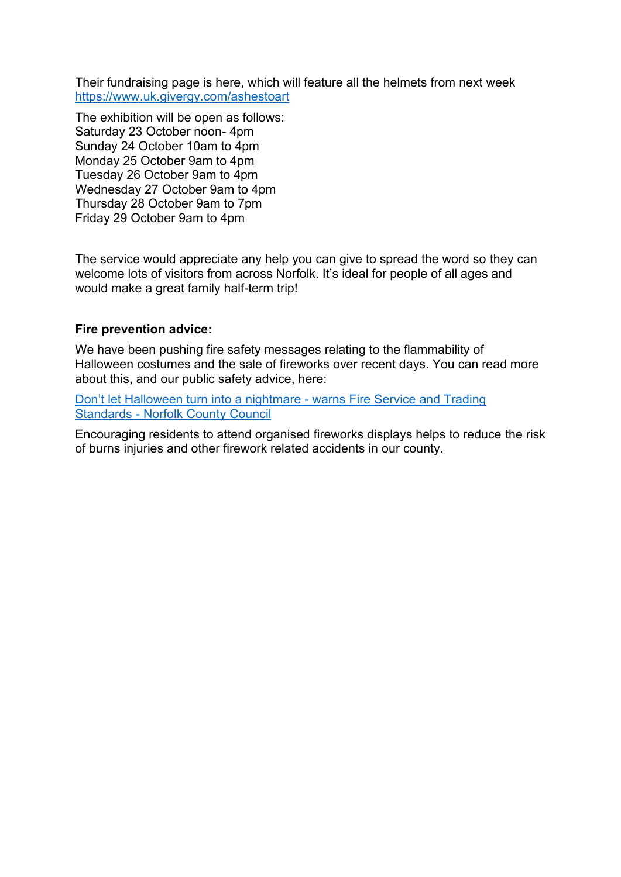Their fundraising page is here, which will feature all the helmets from next week
[https://www.uk.givergy.com/ashestoart](https://www.uk.givergy.com/ashestoart)

The exhibition will be open as follows:
Saturday 23 October noon- 4pm
Sunday 24 October 10am to 4pm
Monday 25 October 9am to 4pm
Tuesday 26 October 9am to 4pm
Wednesday 27 October 9am to 4pm
Thursday 28 October 9am to 7pm
Friday 29 October 9am to 4pm

The service would appreciate any help you can give to spread the word so they can welcome lots of visitors from across Norfolk. It's ideal for people of all ages and would make a great family half-term trip!

**Fire prevention advice:**

We have been pushing fire safety messages relating to the flammability of Halloween costumes and the sale of fireworks over recent days. You can read more about this, and our public safety advice, here:

Don't let Halloween turn into a nightmare - warns Fire Service and Trading Standards - Norfolk County Council

Encouraging residents to attend organised fireworks displays helps to reduce the risk of burns injuries and other firework related accidents in our county.